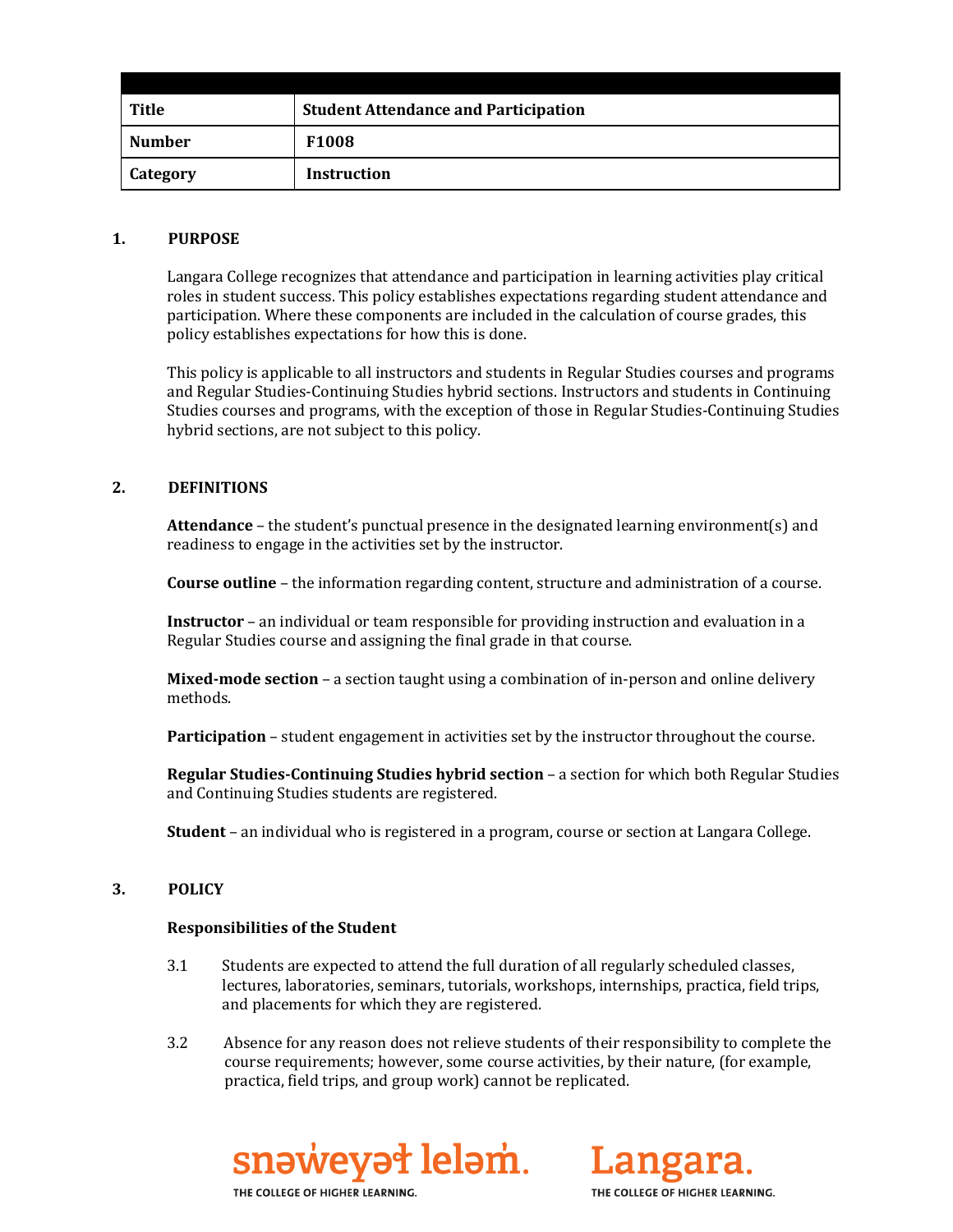| Title | Student Attendance and Participation |
|---|---|
| Number | F1008 |
| Category | Instruction |

## 1. PURPOSE

Langara College recognizes that attendance and participation in learning activities play critical roles in student success. This policy establishes expectations regarding student attendance and participation. Where these components are included in the calculation of course grades, this policy establishes expectations for how this is done.

This policy is applicable to all instructors and students in Regular Studies courses and programs and Regular Studies-Continuing Studies hybrid sections. Instructors and students in Continuing Studies courses and programs, with the exception of those in Regular Studies-Continuing Studies hybrid sections, are not subject to this policy.

## 2. DEFINITIONS

**Attendance** – the student's punctual presence in the designated learning environment(s) and readiness to engage in the activities set by the instructor.

**Course outline** – the information regarding content, structure and administration of a course.

**Instructor** – an individual or team responsible for providing instruction and evaluation in a Regular Studies course and assigning the final grade in that course.

**Mixed-mode section** – a section taught using a combination of in-person and online delivery methods.

**Participation** – student engagement in activities set by the instructor throughout the course.

**Regular Studies-Continuing Studies hybrid section** – a section for which both Regular Studies and Continuing Studies students are registered.

**Student** – an individual who is registered in a program, course or section at Langara College.

## 3. POLICY

### Responsibilities of the Student

3.1 Students are expected to attend the full duration of all regularly scheduled classes, lectures, laboratories, seminars, tutorials, workshops, internships, practica, field trips, and placements for which they are registered.

3.2 Absence for any reason does not relieve students of their responsibility to complete the course requirements; however, some course activities, by their nature, (for example, practica, field trips, and group work) cannot be replicated.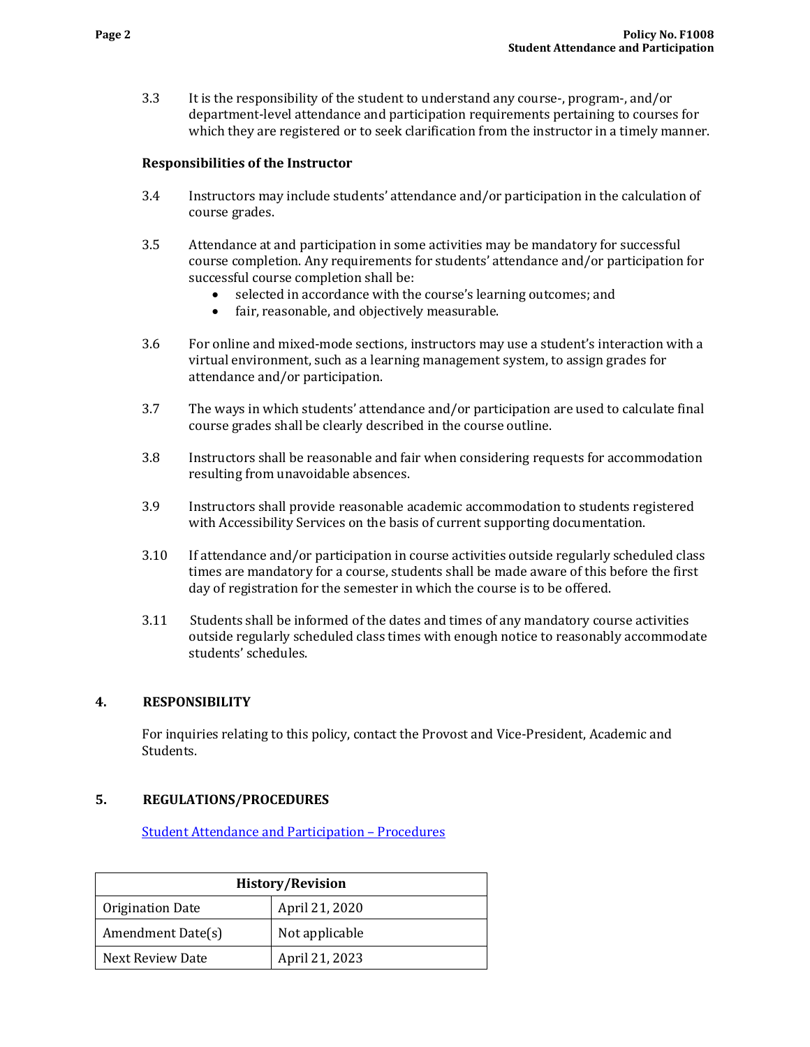3.3 It is the responsibility of the student to understand any course-, program-, and/or department-level attendance and participation requirements pertaining to courses for which they are registered or to seek clarification from the instructor in a timely manner.

**Responsibilities of the Instructor**

3.4 Instructors may include students' attendance and/or participation in the calculation of course grades.

3.5 Attendance at and participation in some activities may be mandatory for successful course completion. Any requirements for students' attendance and/or participation for successful course completion shall be:

- selected in accordance with the course's learning outcomes; and
- fair, reasonable, and objectively measurable.

3.6 For online and mixed-mode sections, instructors may use a student's interaction with a virtual environment, such as a learning management system, to assign grades for attendance and/or participation.

3.7 The ways in which students' attendance and/or participation are used to calculate final course grades shall be clearly described in the course outline.

3.8 Instructors shall be reasonable and fair when considering requests for accommodation resulting from unavoidable absences.

3.9 Instructors shall provide reasonable academic accommodation to students registered with Accessibility Services on the basis of current supporting documentation.

3.10 If attendance and/or participation in course activities outside regularly scheduled class times are mandatory for a course, students shall be made aware of this before the first day of registration for the semester in which the course is to be offered.

3.11 Students shall be informed of the dates and times of any mandatory course activities outside regularly scheduled class times with enough notice to reasonably accommodate students' schedules.

## 4. RESPONSIBILITY

For inquiries relating to this policy, contact the Provost and Vice-President, Academic and Students.

## 5. REGULATIONS/PROCEDURES

Student Attendance and Participation – Procedures

| History/Revision | |
|---|---|
| Origination Date | April 21, 2020 |
| Amendment Date(s) | Not applicable |
| Next Review Date | April 21, 2023 |